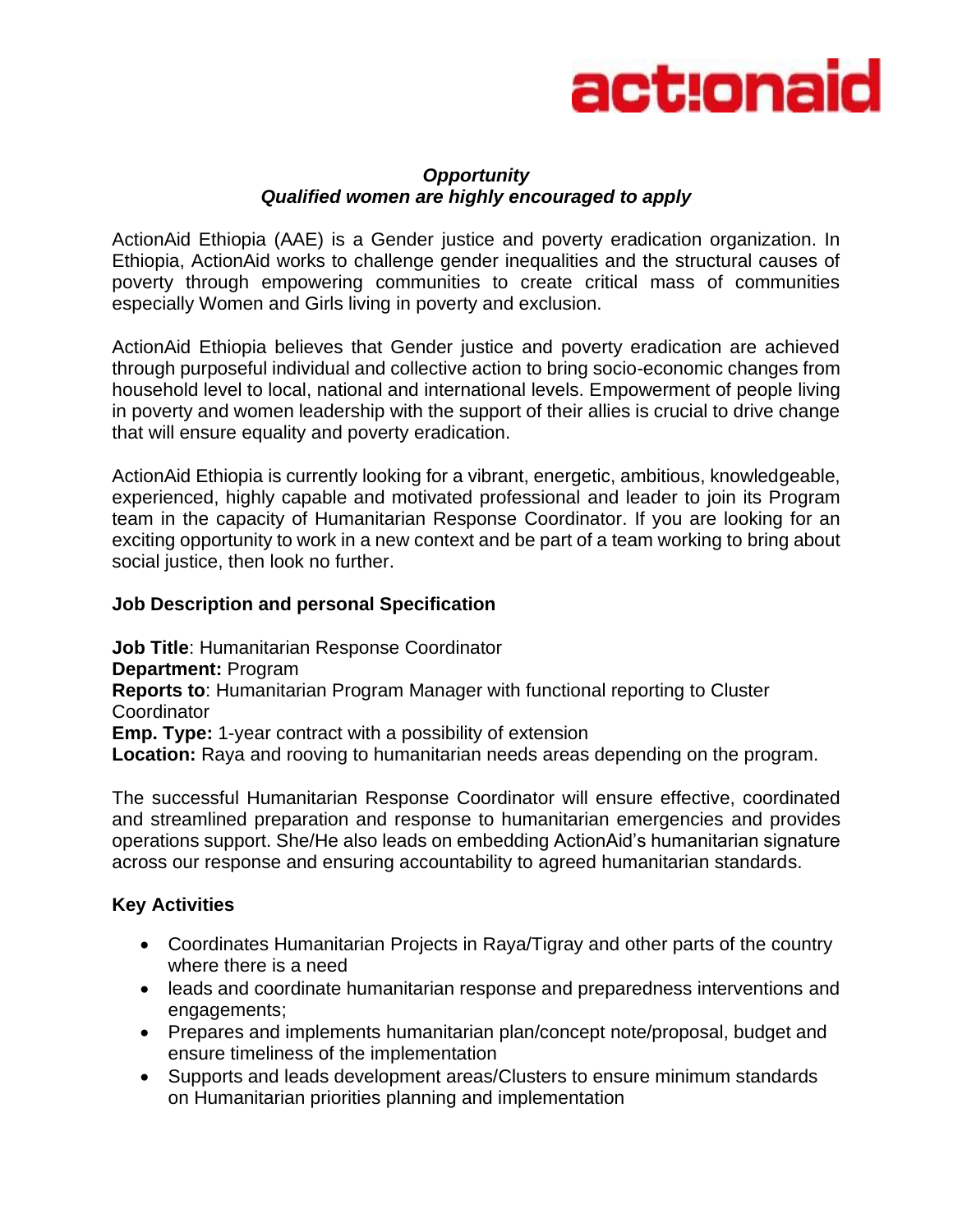actionaid

***Opportunity***
***Qualified women are highly encouraged to apply***

ActionAid Ethiopia (AAE) is a Gender justice and poverty eradication organization. In Ethiopia, ActionAid works to challenge gender inequalities and the structural causes of poverty through empowering communities to create critical mass of communities especially Women and Girls living in poverty and exclusion.

ActionAid Ethiopia believes that Gender justice and poverty eradication are achieved through purposeful individual and collective action to bring socio-economic changes from household level to local, national and international levels. Empowerment of people living in poverty and women leadership with the support of their allies is crucial to drive change that will ensure equality and poverty eradication.

ActionAid Ethiopia is currently looking for a vibrant, energetic, ambitious, knowledgeable, experienced, highly capable and motivated professional and leader to join its Program team in the capacity of Humanitarian Response Coordinator. If you are looking for an exciting opportunity to work in a new context and be part of a team working to bring about social justice, then look no further.

## Job Description and personal Specification

**Job Title**: Humanitarian Response Coordinator
**Department:** Program
**Reports to**: Humanitarian Program Manager with functional reporting to Cluster Coordinator
**Emp. Type:** 1-year contract with a possibility of extension
**Location:** Raya and rooving to humanitarian needs areas depending on the program.

The successful Humanitarian Response Coordinator will ensure effective, coordinated and streamlined preparation and response to humanitarian emergencies and provides operations support. She/He also leads on embedding ActionAid's humanitarian signature across our response and ensuring accountability to agreed humanitarian standards.

## Key Activities

- Coordinates Humanitarian Projects in Raya/Tigray and other parts of the country where there is a need
- leads and coordinate humanitarian response and preparedness interventions and engagements;
- Prepares and implements humanitarian plan/concept note/proposal, budget and ensure timeliness of the implementation
- Supports and leads development areas/Clusters to ensure minimum standards on Humanitarian priorities planning and implementation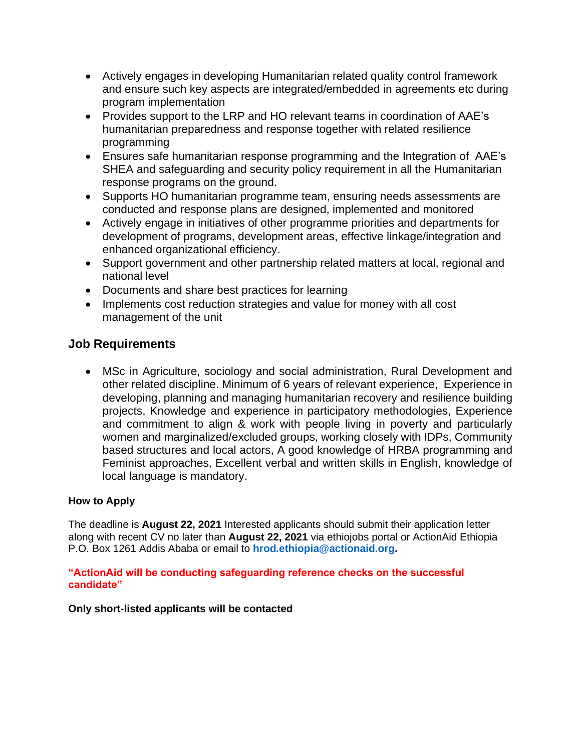- Actively engages in developing Humanitarian related quality control framework and ensure such key aspects are integrated/embedded in agreements etc during program implementation
- Provides support to the LRP and HO relevant teams in coordination of AAE's humanitarian preparedness and response together with related resilience programming
- Ensures safe humanitarian response programming and the Integration of AAE's SHEA and safeguarding and security policy requirement in all the Humanitarian response programs on the ground.
- Supports HO humanitarian programme team, ensuring needs assessments are conducted and response plans are designed, implemented and monitored
- Actively engage in initiatives of other programme priorities and departments for development of programs, development areas, effective linkage/integration and enhanced organizational efficiency.
- Support government and other partnership related matters at local, regional and national level
- Documents and share best practices for learning
- Implements cost reduction strategies and value for money with all cost management of the unit

## Job Requirements

- MSc in Agriculture, sociology and social administration, Rural Development and other related discipline. Minimum of 6 years of relevant experience, Experience in developing, planning and managing humanitarian recovery and resilience building projects, Knowledge and experience in participatory methodologies, Experience and commitment to align & work with people living in poverty and particularly women and marginalized/excluded groups, working closely with IDPs, Community based structures and local actors, A good knowledge of HRBA programming and Feminist approaches, Excellent verbal and written skills in English, knowledge of local language is mandatory.

**How to Apply**

The deadline is **August 22, 2021** Interested applicants should submit their application letter along with recent CV no later than **August 22, 2021** via ethiojobs portal or ActionAid Ethiopia P.O. Box 1261 Addis Ababa or email to **hrod.ethiopia@actionaid.org.**

**"ActionAid will be conducting safeguarding reference checks on the successful candidate"**

**Only short-listed applicants will be contacted**